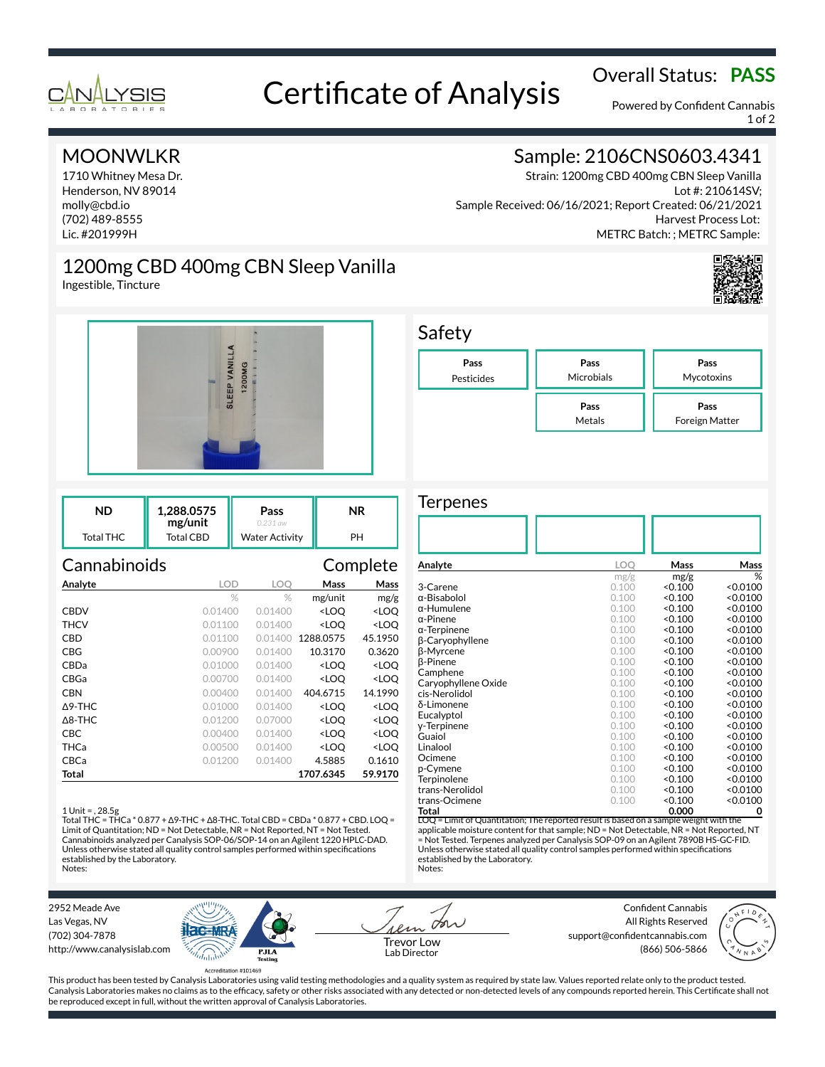# Certificate of Analysis

**Overall Status: PASS**

Powered by Confident Cannabis

## MOONWLKR

1710 Whitney Mesa Dr.
Henderson, NV 89014
molly@cbd.io
(702) 489-8555
Lic. #201999H

## Sample: 2106CNS0603.4341

Strain: 1200mg CBD 400mg CBN Sleep Vanilla
Lot #: 210614SV;
Sample Received: 06/16/2021; Report Created: 06/21/2021
Harvest Process Lot:
METRC Batch: ; METRC Sample:

## 1200mg CBD 400mg CBN Sleep Vanilla

Ingestible, Tincture

## Safety

| Pass | Pass | Pass |
|---|---|---|
| Pesticides | Microbials | Mycotoxins |
| | Pass | Pass |
| | Metals | Foreign Matter |

| ND | 1,288.0575 mg/unit | Pass (0.231 aw) | NR |
|---|---|---|---|
| Total THC | Total CBD | Water Activity | PH |

## Cannabinoids — Complete

| Analyte | LOD | LOQ | Mass | Mass |
|---|---|---|---|---|
| | % | % | mg/unit | mg/g |
| CBDV | 0.01400 | 0.01400 | <LOQ | <LOQ |
| THCV | 0.01100 | 0.01400 | <LOQ | <LOQ |
| CBD | 0.01100 | 0.01400 | 1288.0575 | 45.1950 |
| CBG | 0.00900 | 0.01400 | 10.3170 | 0.3620 |
| CBDa | 0.01000 | 0.01400 | <LOQ | <LOQ |
| CBGa | 0.00700 | 0.01400 | <LOQ | <LOQ |
| CBN | 0.00400 | 0.01400 | 404.6715 | 14.1990 |
| Δ9-THC | 0.01000 | 0.01400 | <LOQ | <LOQ |
| Δ8-THC | 0.01200 | 0.07000 | <LOQ | <LOQ |
| CBC | 0.00400 | 0.01400 | <LOQ | <LOQ |
| THCa | 0.00500 | 0.01400 | <LOQ | <LOQ |
| CBCa | 0.01200 | 0.01400 | 4.5885 | 0.1610 |
| **Total** | | | **1707.6345** | **59.9170** |

1 Unit = , 28.5g
Total THC = THCa * 0.877 + Δ9-THC + Δ8-THC. Total CBD = CBDa * 0.877 + CBD. LOQ = Limit of Quantitation; ND = Not Detectable, NR = Not Reported, NT = Not Tested. Cannabinoids analyzed per Canalysis SOP-06/SOP-14 on an Agilent 1220 HPLC-DAD. Unless otherwise stated all quality control samples performed within specifications established by the Laboratory.
Notes:

## Terpenes

| Analyte | LOQ | Mass | Mass |
|---|---|---|---|
| | mg/g | mg/g | % |
| 3-Carene | 0.100 | <0.100 | <0.0100 |
| α-Bisabolol | 0.100 | <0.100 | <0.0100 |
| α-Humulene | 0.100 | <0.100 | <0.0100 |
| α-Pinene | 0.100 | <0.100 | <0.0100 |
| α-Terpinene | 0.100 | <0.100 | <0.0100 |
| β-Caryophyllene | 0.100 | <0.100 | <0.0100 |
| β-Myrcene | 0.100 | <0.100 | <0.0100 |
| β-Pinene | 0.100 | <0.100 | <0.0100 |
| Camphene | 0.100 | <0.100 | <0.0100 |
| Caryophyllene Oxide | 0.100 | <0.100 | <0.0100 |
| cis-Nerolidol | 0.100 | <0.100 | <0.0100 |
| δ-Limonene | 0.100 | <0.100 | <0.0100 |
| Eucalyptol | 0.100 | <0.100 | <0.0100 |
| γ-Terpinene | 0.100 | <0.100 | <0.0100 |
| Guaiol | 0.100 | <0.100 | <0.0100 |
| Linalool | 0.100 | <0.100 | <0.0100 |
| Ocimene | 0.100 | <0.100 | <0.0100 |
| p-Cymene | 0.100 | <0.100 | <0.0100 |
| Terpinolene | 0.100 | <0.100 | <0.0100 |
| trans-Nerolidol | 0.100 | <0.100 | <0.0100 |
| trans-Ocimene | 0.100 | <0.100 | <0.0100 |
| **Total** | | **0.000** | **0** |

LOQ = Limit of Quantitation; The reported result is based on a sample weight with the applicable moisture content for that sample; ND = Not Detectable, NR = Not Reported, NT = Not Tested. Terpenes analyzed per Canalysis SOP-09 on an Agilent 7890B HS-GC-FID. Unless otherwise stated all quality control samples performed within specifications established by the Laboratory.
Notes:

2952 Meade Ave
Las Vegas, NV
(702) 304-7878
http://www.canalysislab.com

Accreditation #101469

Trevor Low
Lab Director

Confident Cannabis
All Rights Reserved
support@confidentcannabis.com
(866) 506-5866

This product has been tested by Canalysis Laboratories using valid testing methodologies and a quality system as required by state law. Values reported relate only to the product tested. Canalysis Laboratories makes no claims as to the efficacy, safety or other risks associated with any detected or non-detected levels of any compounds reported herein. This Certificate shall not be reproduced except in full, without the written approval of Canalysis Laboratories.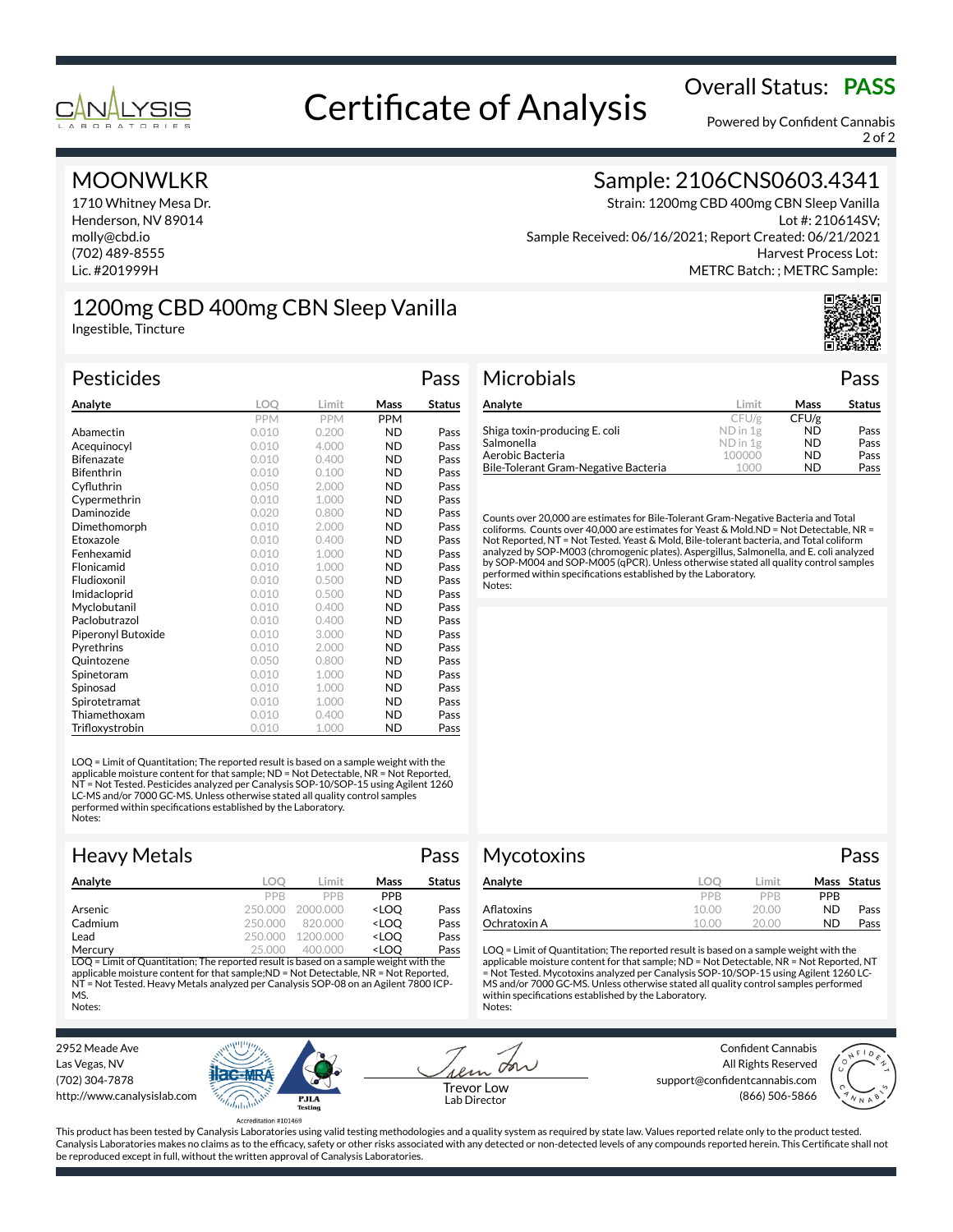# Certificate of Analysis

Overall Status: **PASS**

Powered by Confident Cannabis

## MOONWLKR

1710 Whitney Mesa Dr.
Henderson, NV 89014
molly@cbd.io
(702) 489-8555
Lic. #201999H

## Sample: 2106CNS0603.4341

Strain: 1200mg CBD 400mg CBN Sleep Vanilla
Lot #: 210614SV;
Sample Received: 06/16/2021; Report Created: 06/21/2021
Harvest Process Lot:
METRC Batch: ; METRC Sample:

## 1200mg CBD 400mg CBN Sleep Vanilla

Ingestible, Tincture

### Pesticides — Pass

| Analyte | LOQ | Limit | Mass | Status |
|---|---|---|---|---|
| | PPM | PPM | PPM | |
| Abamectin | 0.010 | 0.200 | ND | Pass |
| Acequinocyl | 0.010 | 4.000 | ND | Pass |
| Bifenazate | 0.010 | 0.400 | ND | Pass |
| Bifenthrin | 0.010 | 0.100 | ND | Pass |
| Cyfluthrin | 0.050 | 2.000 | ND | Pass |
| Cypermethrin | 0.010 | 1.000 | ND | Pass |
| Daminozide | 0.020 | 0.800 | ND | Pass |
| Dimethomorph | 0.010 | 2.000 | ND | Pass |
| Etoxazole | 0.010 | 0.400 | ND | Pass |
| Fenhexamid | 0.010 | 1.000 | ND | Pass |
| Flonicamid | 0.010 | 1.000 | ND | Pass |
| Fludioxonil | 0.010 | 0.500 | ND | Pass |
| Imidacloprid | 0.010 | 0.500 | ND | Pass |
| Myclobutanil | 0.010 | 0.400 | ND | Pass |
| Paclobutrazol | 0.010 | 0.400 | ND | Pass |
| Piperonyl Butoxide | 0.010 | 3.000 | ND | Pass |
| Pyrethrins | 0.010 | 2.000 | ND | Pass |
| Quintozene | 0.050 | 0.800 | ND | Pass |
| Spinetoram | 0.010 | 1.000 | ND | Pass |
| Spinosad | 0.010 | 1.000 | ND | Pass |
| Spirotetramat | 0.010 | 1.000 | ND | Pass |
| Thiamethoxam | 0.010 | 0.400 | ND | Pass |
| Trifloxystrobin | 0.010 | 1.000 | ND | Pass |

LOQ = Limit of Quantitation; The reported result is based on a sample weight with the applicable moisture content for that sample; ND = Not Detectable, NR = Not Reported, NT = Not Tested. Pesticides analyzed per Canalysis SOP-10/SOP-15 using Agilent 1260 LC-MS and/or 7000 GC-MS. Unless otherwise stated all quality control samples performed within specifications established by the Laboratory.
Notes:

### Microbials — Pass

| Analyte | Limit | Mass | Status |
|---|---|---|---|
| | CFU/g | CFU/g | |
| Shiga toxin-producing E. coli | ND in 1g | ND | Pass |
| Salmonella | ND in 1g | ND | Pass |
| Aerobic Bacteria | 100000 | ND | Pass |
| Bile-Tolerant Gram-Negative Bacteria | 1000 | ND | Pass |

Counts over 20,000 are estimates for Bile-Tolerant Gram-Negative Bacteria and Total coliforms. Counts over 40,000 are estimates for Yeast & Mold.ND = Not Detectable, NR = Not Reported, NT = Not Tested. Yeast & Mold, Bile-tolerant bacteria, and Total coliform analyzed by SOP-M003 (chromogenic plates). Aspergillus, Salmonella, and E. coli analyzed by SOP-M004 and SOP-M005 (qPCR). Unless otherwise stated all quality control samples performed within specifications established by the Laboratory.
Notes:

### Heavy Metals — Pass

| Analyte | LOQ | Limit | Mass | Status |
|---|---|---|---|---|
| | PPB | PPB | PPB | |
| Arsenic | 250.000 | 2000.000 | <LOQ | Pass |
| Cadmium | 250.000 | 820.000 | <LOQ | Pass |
| Lead | 250.000 | 1200.000 | <LOQ | Pass |
| Mercury | 25.000 | 400.000 | <LOQ | Pass |

LOQ = Limit of Quantitation; The reported result is based on a sample weight with the applicable moisture content for that sample;ND = Not Detectable, NR = Not Reported, NT = Not Tested. Heavy Metals analyzed per Canalysis SOP-08 on an Agilent 7800 ICP-MS.
Notes:

### Mycotoxins — Pass

| Analyte | LOQ | Limit | Mass | Status |
|---|---|---|---|---|
| | PPB | PPB | PPB | |
| Aflatoxins | 10.00 | 20.00 | ND | Pass |
| Ochratoxin A | 10.00 | 20.00 | ND | Pass |

LOQ = Limit of Quantitation; The reported result is based on a sample weight with the applicable moisture content for that sample; ND = Not Detectable, NR = Not Reported, NT = Not Tested. Mycotoxins analyzed per Canalysis SOP-10/SOP-15 using Agilent 1260 LC-MS and/or 7000 GC-MS. Unless otherwise stated all quality control samples performed within specifications established by the Laboratory.
Notes:

2952 Meade Ave
Las Vegas, NV
(702) 304-7878
http://www.canalysislab.com

Accreditation #101469

Trevor Low
Lab Director

Confident Cannabis
All Rights Reserved
support@confidentcannabis.com
(866) 506-5866

This product has been tested by Canalysis Laboratories using valid testing methodologies and a quality system as required by state law. Values reported relate only to the product tested. Canalysis Laboratories makes no claims as to the efficacy, safety or other risks associated with any detected or non-detected levels of any compounds reported herein. This Certificate shall not be reproduced except in full, without the written approval of Canalysis Laboratories.